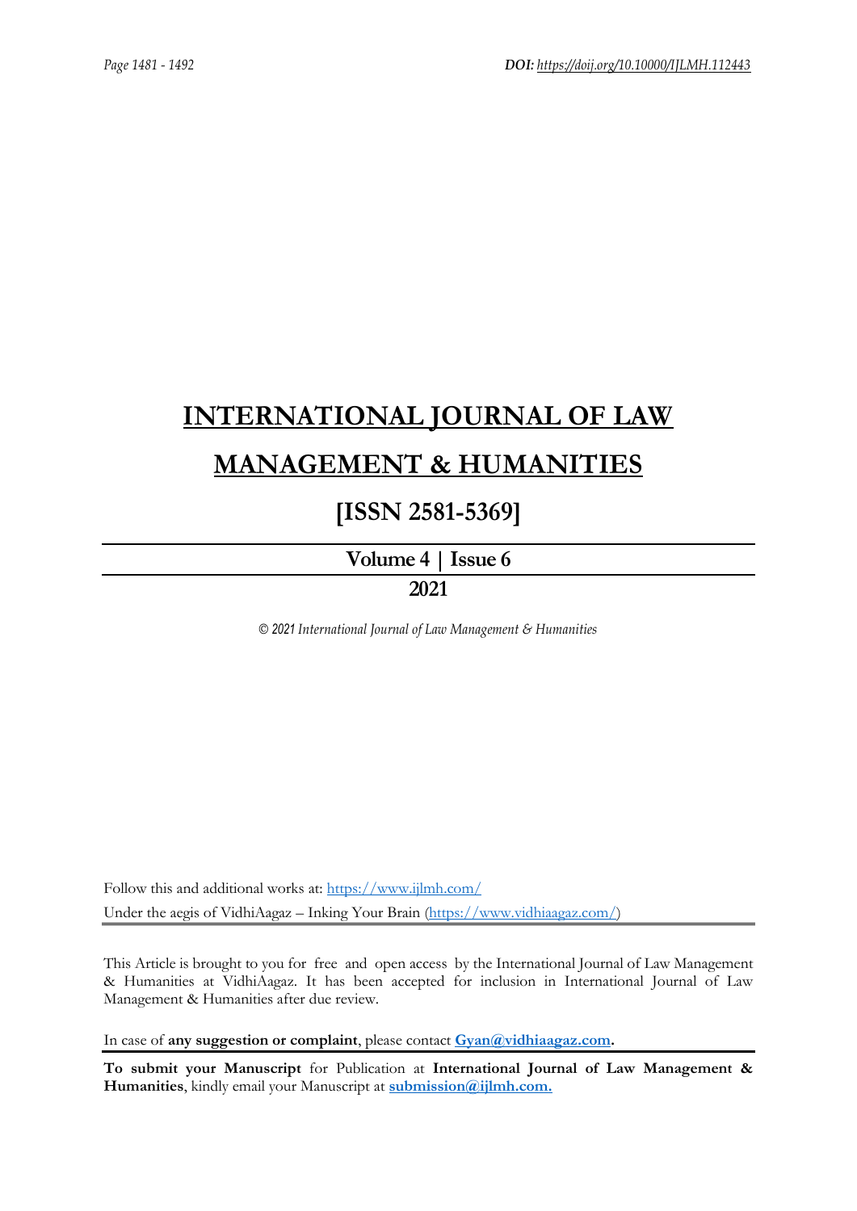# INTERNATIONAL JOURNAL OF LAW MANAGEMENT & HUMANITIES

## [ISSN 2581-5369]

**Volume 4 | Issue 6**

**2021**

*© 2021 International Journal of Law Management & Humanities*

Follow this and additional works at: https://www.ijlmh.com/

Under the aegis of VidhiAagaz – Inking Your Brain (https://www.vidhiaagaz.com/)

This Article is brought to you for free and open access by the International Journal of Law Management & Humanities at VidhiAagaz. It has been accepted for inclusion in International Journal of Law Management & Humanities after due review.

In case of **any suggestion or complaint**, please contact **Gyan@vidhiaagaz.com.**

**To submit your Manuscript** for Publication at **International Journal of Law Management & Humanities**, kindly email your Manuscript at **submission@ijlmh.com.**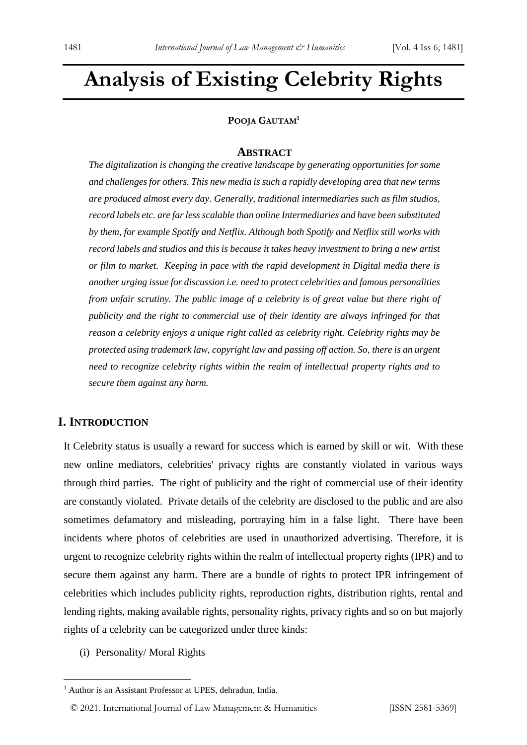# Analysis of Existing Celebrity Rights

**Pooja Gautam**[1]

## Abstract

*The digitalization is changing the creative landscape by generating opportunities for some and challenges for others. This new media is such a rapidly developing area that new terms are produced almost every day. Generally, traditional intermediaries such as film studios, record labels etc. are far less scalable than online Intermediaries and have been substituted by them, for example Spotify and Netflix. Although both Spotify and Netflix still works with record labels and studios and this is because it takes heavy investment to bring a new artist or film to market. Keeping in pace with the rapid development in Digital media there is another urging issue for discussion i.e. need to protect celebrities and famous personalities from unfair scrutiny. The public image of a celebrity is of great value but there right of publicity and the right to commercial use of their identity are always infringed for that reason a celebrity enjoys a unique right called as celebrity right. Celebrity rights may be protected using trademark law, copyright law and passing off action. So, there is an urgent need to recognize celebrity rights within the realm of intellectual property rights and to secure them against any harm.*

## I. Introduction

It Celebrity status is usually a reward for success which is earned by skill or wit. With these new online mediators, celebrities' privacy rights are constantly violated in various ways through third parties. The right of publicity and the right of commercial use of their identity are constantly violated. Private details of the celebrity are disclosed to the public and are also sometimes defamatory and misleading, portraying him in a false light. There have been incidents where photos of celebrities are used in unauthorized advertising. Therefore, it is urgent to recognize celebrity rights within the realm of intellectual property rights (IPR) and to secure them against any harm. There are a bundle of rights to protect IPR infringement of celebrities which includes publicity rights, reproduction rights, distribution rights, rental and lending rights, making available rights, personality rights, privacy rights and so on but majorly rights of a celebrity can be categorized under three kinds:

(i) Personality/ Moral Rights

---

[1] Author is an Assistant Professor at UPES, dehradun, India.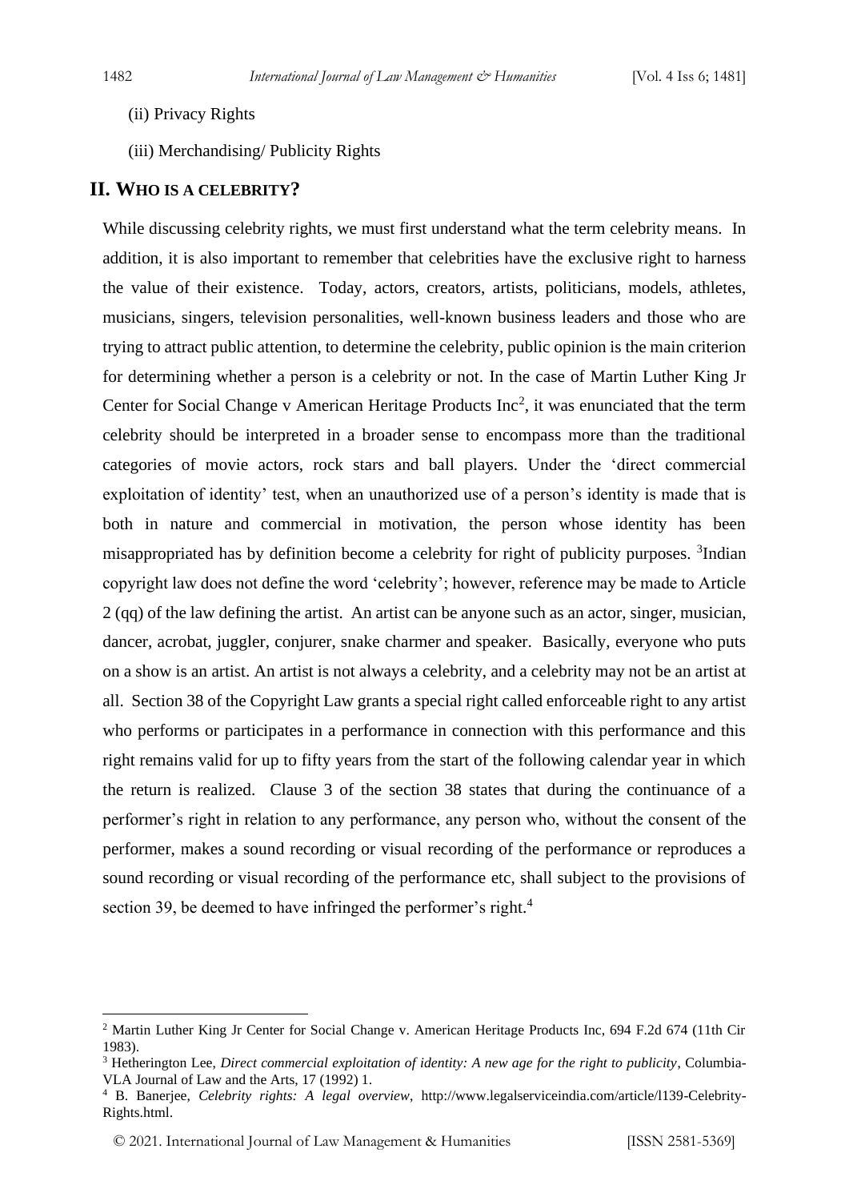(ii) Privacy Rights

(iii) Merchandising/ Publicity Rights

## II. WHO IS A CELEBRITY?

While discussing celebrity rights, we must first understand what the term celebrity means. In addition, it is also important to remember that celebrities have the exclusive right to harness the value of their existence. Today, actors, creators, artists, politicians, models, athletes, musicians, singers, television personalities, well-known business leaders and those who are trying to attract public attention, to determine the celebrity, public opinion is the main criterion for determining whether a person is a celebrity or not. In the case of Martin Luther King Jr Center for Social Change v American Heritage Products Inc[2], it was enunciated that the term celebrity should be interpreted in a broader sense to encompass more than the traditional categories of movie actors, rock stars and ball players. Under the 'direct commercial exploitation of identity' test, when an unauthorized use of a person's identity is made that is both in nature and commercial in motivation, the person whose identity has been misappropriated has by definition become a celebrity for right of publicity purposes. [3]Indian copyright law does not define the word 'celebrity'; however, reference may be made to Article 2 (qq) of the law defining the artist. An artist can be anyone such as an actor, singer, musician, dancer, acrobat, juggler, conjurer, snake charmer and speaker. Basically, everyone who puts on a show is an artist. An artist is not always a celebrity, and a celebrity may not be an artist at all. Section 38 of the Copyright Law grants a special right called enforceable right to any artist who performs or participates in a performance in connection with this performance and this right remains valid for up to fifty years from the start of the following calendar year in which the return is realized. Clause 3 of the section 38 states that during the continuance of a performer's right in relation to any performance, any person who, without the consent of the performer, makes a sound recording or visual recording of the performance or reproduces a sound recording or visual recording of the performance etc, shall subject to the provisions of section 39, be deemed to have infringed the performer's right.[4]

---

[2] Martin Luther King Jr Center for Social Change v. American Heritage Products Inc, 694 F.2d 674 (11th Cir 1983).

[3] Hetherington Lee, *Direct commercial exploitation of identity: A new age for the right to publicity*, Columbia-VLA Journal of Law and the Arts, 17 (1992) 1.

[4] B. Banerjee, *Celebrity rights: A legal overview*, http://www.legalserviceindia.com/article/l139-Celebrity-Rights.html.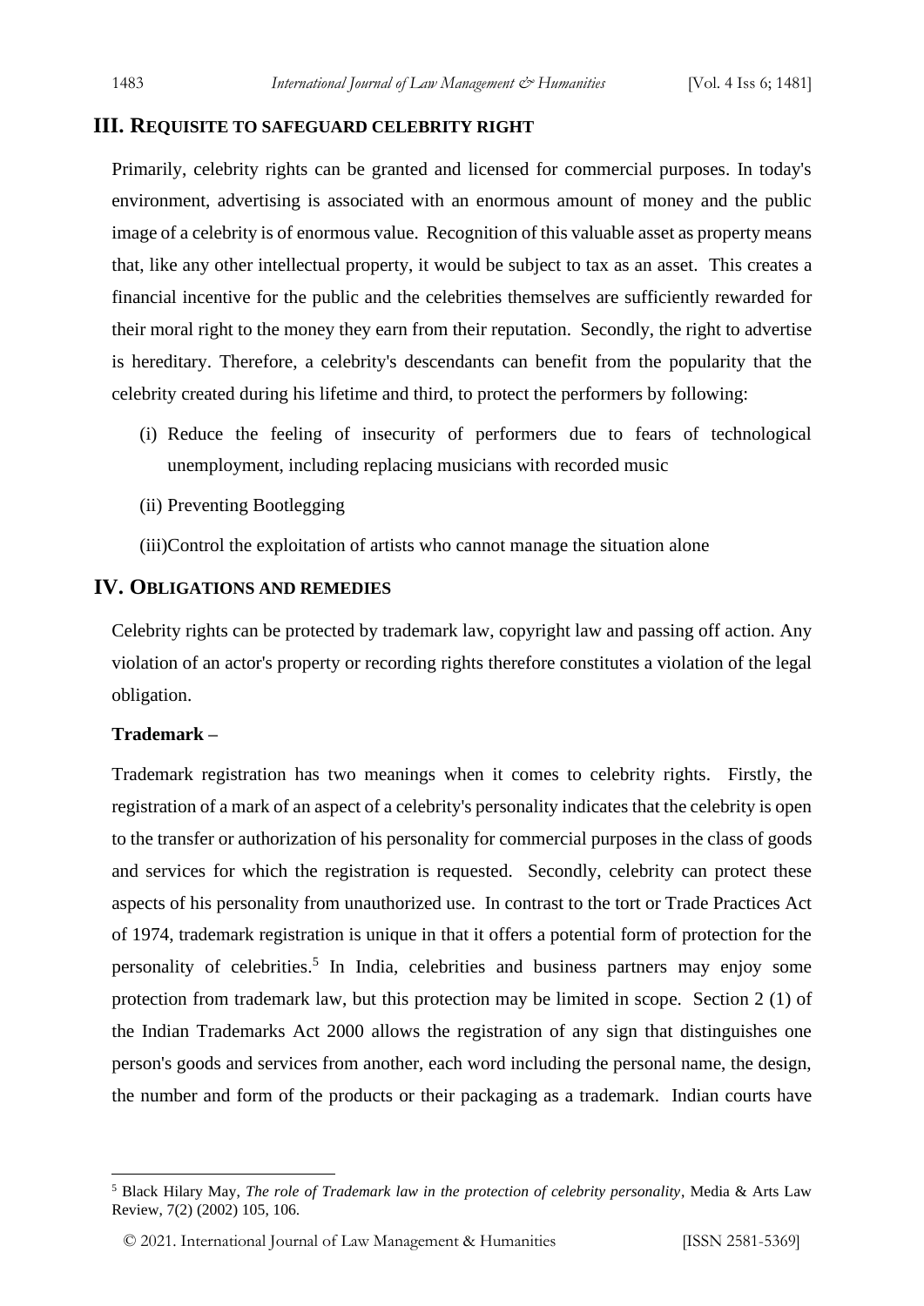## III. Requisite to safeguard celebrity right

Primarily, celebrity rights can be granted and licensed for commercial purposes. In today's environment, advertising is associated with an enormous amount of money and the public image of a celebrity is of enormous value. Recognition of this valuable asset as property means that, like any other intellectual property, it would be subject to tax as an asset. This creates a financial incentive for the public and the celebrities themselves are sufficiently rewarded for their moral right to the money they earn from their reputation. Secondly, the right to advertise is hereditary. Therefore, a celebrity's descendants can benefit from the popularity that the celebrity created during his lifetime and third, to protect the performers by following:

(i) Reduce the feeling of insecurity of performers due to fears of technological unemployment, including replacing musicians with recorded music

(ii) Preventing Bootlegging

(iii)Control the exploitation of artists who cannot manage the situation alone

## IV. Obligations and remedies

Celebrity rights can be protected by trademark law, copyright law and passing off action. Any violation of an actor's property or recording rights therefore constitutes a violation of the legal obligation.

**Trademark –**

Trademark registration has two meanings when it comes to celebrity rights. Firstly, the registration of a mark of an aspect of a celebrity's personality indicates that the celebrity is open to the transfer or authorization of his personality for commercial purposes in the class of goods and services for which the registration is requested. Secondly, celebrity can protect these aspects of his personality from unauthorized use. In contrast to the tort or Trade Practices Act of 1974, trademark registration is unique in that it offers a potential form of protection for the personality of celebrities.[5] In India, celebrities and business partners may enjoy some protection from trademark law, but this protection may be limited in scope. Section 2 (1) of the Indian Trademarks Act 2000 allows the registration of any sign that distinguishes one person's goods and services from another, each word including the personal name, the design, the number and form of the products or their packaging as a trademark. Indian courts have

---

[5] Black Hilary May, *The role of Trademark law in the protection of celebrity personality*, Media & Arts Law Review, 7(2) (2002) 105, 106.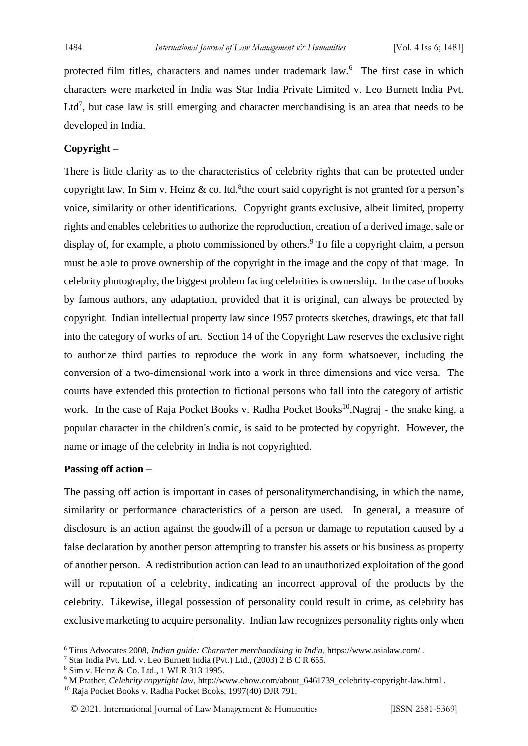protected film titles, characters and names under trademark law.[6] The first case in which characters were marketed in India was Star India Private Limited v. Leo Burnett India Pvt. Ltd[7], but case law is still emerging and character merchandising is an area that needs to be developed in India.

**Copyright –**

There is little clarity as to the characteristics of celebrity rights that can be protected under copyright law. In Sim v. Heinz & co. ltd.[8]the court said copyright is not granted for a person's voice, similarity or other identifications. Copyright grants exclusive, albeit limited, property rights and enables celebrities to authorize the reproduction, creation of a derived image, sale or display of, for example, a photo commissioned by others.[9] To file a copyright claim, a person must be able to prove ownership of the copyright in the image and the copy of that image. In celebrity photography, the biggest problem facing celebrities is ownership. In the case of books by famous authors, any adaptation, provided that it is original, can always be protected by copyright. Indian intellectual property law since 1957 protects sketches, drawings, etc that fall into the category of works of art. Section 14 of the Copyright Law reserves the exclusive right to authorize third parties to reproduce the work in any form whatsoever, including the conversion of a two-dimensional work into a work in three dimensions and vice versa. The courts have extended this protection to fictional persons who fall into the category of artistic work. In the case of Raja Pocket Books v. Radha Pocket Books[10],Nagraj - the snake king, a popular character in the children's comic, is said to be protected by copyright. However, the name or image of the celebrity in India is not copyrighted.

**Passing off action –**

The passing off action is important in cases of personalitymerchandising, in which the name, similarity or performance characteristics of a person are used. In general, a measure of disclosure is an action against the goodwill of a person or damage to reputation caused by a false declaration by another person attempting to transfer his assets or his business as property of another person. A redistribution action can lead to an unauthorized exploitation of the good will or reputation of a celebrity, indicating an incorrect approval of the products by the celebrity. Likewise, illegal possession of personality could result in crime, as celebrity has exclusive marketing to acquire personality. Indian law recognizes personality rights only when

---

[6] Titus Advocates 2008, *Indian guide: Character merchandising in India*, https://www.asialaw.com/ .

[7] Star India Pvt. Ltd. v. Leo Burnett India (Pvt.) Ltd., (2003) 2 B C R 655.

[8] Sim v. Heinz & Co. Ltd., 1 WLR 313 1995.

[9] M Prather, *Celebrity copyright law*, http://www.ehow.com/about_6461739_celebrity-copyright-law.html .

[10] Raja Pocket Books v. Radha Pocket Books, 1997(40) DJR 791.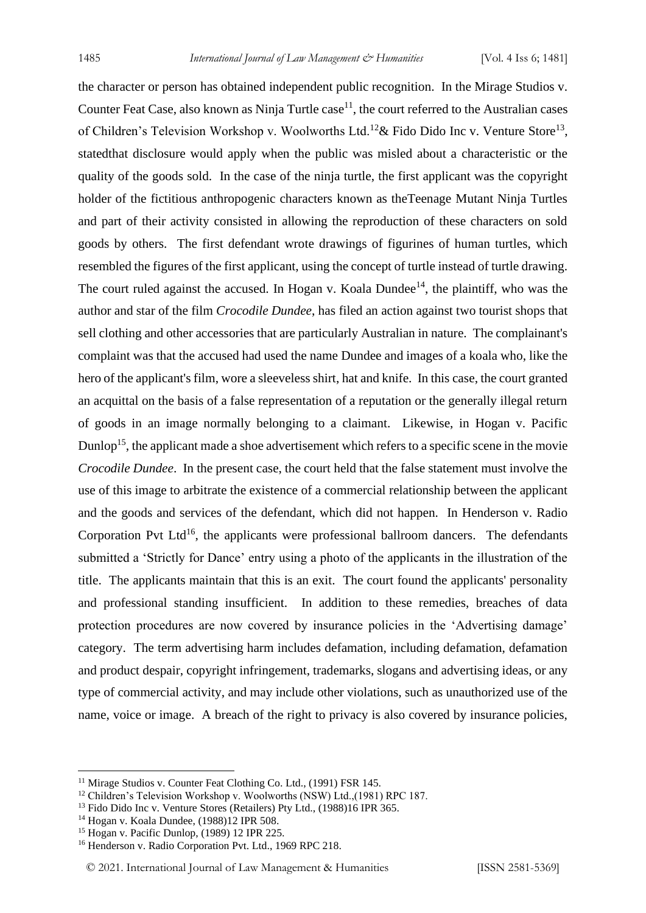the character or person has obtained independent public recognition. In the Mirage Studios v. Counter Feat Case, also known as Ninja Turtle case[11], the court referred to the Australian cases of Children's Television Workshop v. Woolworths Ltd.[12]& Fido Dido Inc v. Venture Store[13], statedthat disclosure would apply when the public was misled about a characteristic or the quality of the goods sold. In the case of the ninja turtle, the first applicant was the copyright holder of the fictitious anthropogenic characters known as theTeenage Mutant Ninja Turtles and part of their activity consisted in allowing the reproduction of these characters on sold goods by others. The first defendant wrote drawings of figurines of human turtles, which resembled the figures of the first applicant, using the concept of turtle instead of turtle drawing. The court ruled against the accused. In Hogan v. Koala Dundee[14], the plaintiff, who was the author and star of the film *Crocodile Dundee*, has filed an action against two tourist shops that sell clothing and other accessories that are particularly Australian in nature. The complainant's complaint was that the accused had used the name Dundee and images of a koala who, like the hero of the applicant's film, wore a sleeveless shirt, hat and knife. In this case, the court granted an acquittal on the basis of a false representation of a reputation or the generally illegal return of goods in an image normally belonging to a claimant. Likewise, in Hogan v. Pacific Dunlop[15], the applicant made a shoe advertisement which refers to a specific scene in the movie *Crocodile Dundee*. In the present case, the court held that the false statement must involve the use of this image to arbitrate the existence of a commercial relationship between the applicant and the goods and services of the defendant, which did not happen. In Henderson v. Radio Corporation Pvt Ltd[16], the applicants were professional ballroom dancers. The defendants submitted a 'Strictly for Dance' entry using a photo of the applicants in the illustration of the title. The applicants maintain that this is an exit. The court found the applicants' personality and professional standing insufficient. In addition to these remedies, breaches of data protection procedures are now covered by insurance policies in the 'Advertising damage' category. The term advertising harm includes defamation, including defamation, defamation and product despair, copyright infringement, trademarks, slogans and advertising ideas, or any type of commercial activity, and may include other violations, such as unauthorized use of the name, voice or image. A breach of the right to privacy is also covered by insurance policies,

---

[11] Mirage Studios v. Counter Feat Clothing Co. Ltd., (1991) FSR 145.

[12] Children's Television Workshop v. Woolworths (NSW) Ltd.,(1981) RPC 187.

[13] Fido Dido Inc v. Venture Stores (Retailers) Pty Ltd., (1988)16 IPR 365.

[14] Hogan v. Koala Dundee, (1988)12 IPR 508.

[15] Hogan v. Pacific Dunlop, (1989) 12 IPR 225.

[16] Henderson v. Radio Corporation Pvt. Ltd., 1969 RPC 218.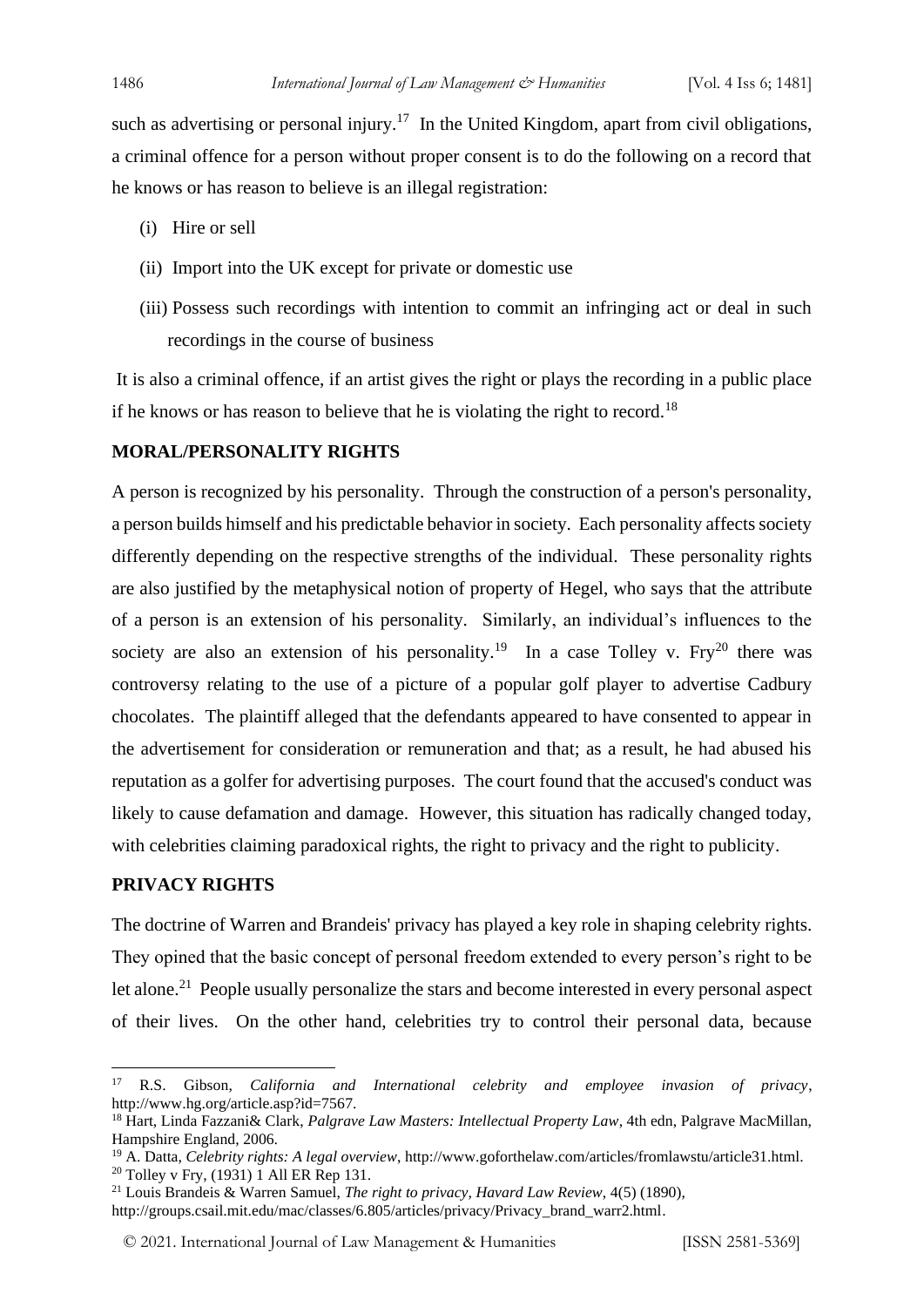such as advertising or personal injury.[17] In the United Kingdom, apart from civil obligations, a criminal offence for a person without proper consent is to do the following on a record that he knows or has reason to believe is an illegal registration:

(i) Hire or sell

(ii) Import into the UK except for private or domestic use

(iii) Possess such recordings with intention to commit an infringing act or deal in such recordings in the course of business

It is also a criminal offence, if an artist gives the right or plays the recording in a public place if he knows or has reason to believe that he is violating the right to record.[18]

## MORAL/PERSONALITY RIGHTS

A person is recognized by his personality. Through the construction of a person's personality, a person builds himself and his predictable behavior in society. Each personality affects society differently depending on the respective strengths of the individual. These personality rights are also justified by the metaphysical notion of property of Hegel, who says that the attribute of a person is an extension of his personality. Similarly, an individual's influences to the society are also an extension of his personality.[19] In a case Tolley v. Fry[20] there was controversy relating to the use of a picture of a popular golf player to advertise Cadbury chocolates. The plaintiff alleged that the defendants appeared to have consented to appear in the advertisement for consideration or remuneration and that; as a result, he had abused his reputation as a golfer for advertising purposes. The court found that the accused's conduct was likely to cause defamation and damage. However, this situation has radically changed today, with celebrities claiming paradoxical rights, the right to privacy and the right to publicity.

## PRIVACY RIGHTS

The doctrine of Warren and Brandeis' privacy has played a key role in shaping celebrity rights. They opined that the basic concept of personal freedom extended to every person's right to be let alone.[21] People usually personalize the stars and become interested in every personal aspect of their lives. On the other hand, celebrities try to control their personal data, because

---

[17] R.S. Gibson, *California and International celebrity and employee invasion of privacy*, http://www.hg.org/article.asp?id=7567.

[18] Hart, Linda Fazzani& Clark, *Palgrave Law Masters: Intellectual Property Law*, 4th edn, Palgrave MacMillan, Hampshire England, 2006.

[19] A. Datta, *Celebrity rights: A legal overview*, http://www.goforthelaw.com/articles/fromlawstu/article31.html.

[20] Tolley v Fry, (1931) 1 All ER Rep 131.

[21] Louis Brandeis & Warren Samuel, *The right to privacy, Havard Law Review*, 4(5) (1890), http://groups.csail.mit.edu/mac/classes/6.805/articles/privacy/Privacy_brand_warr2.html.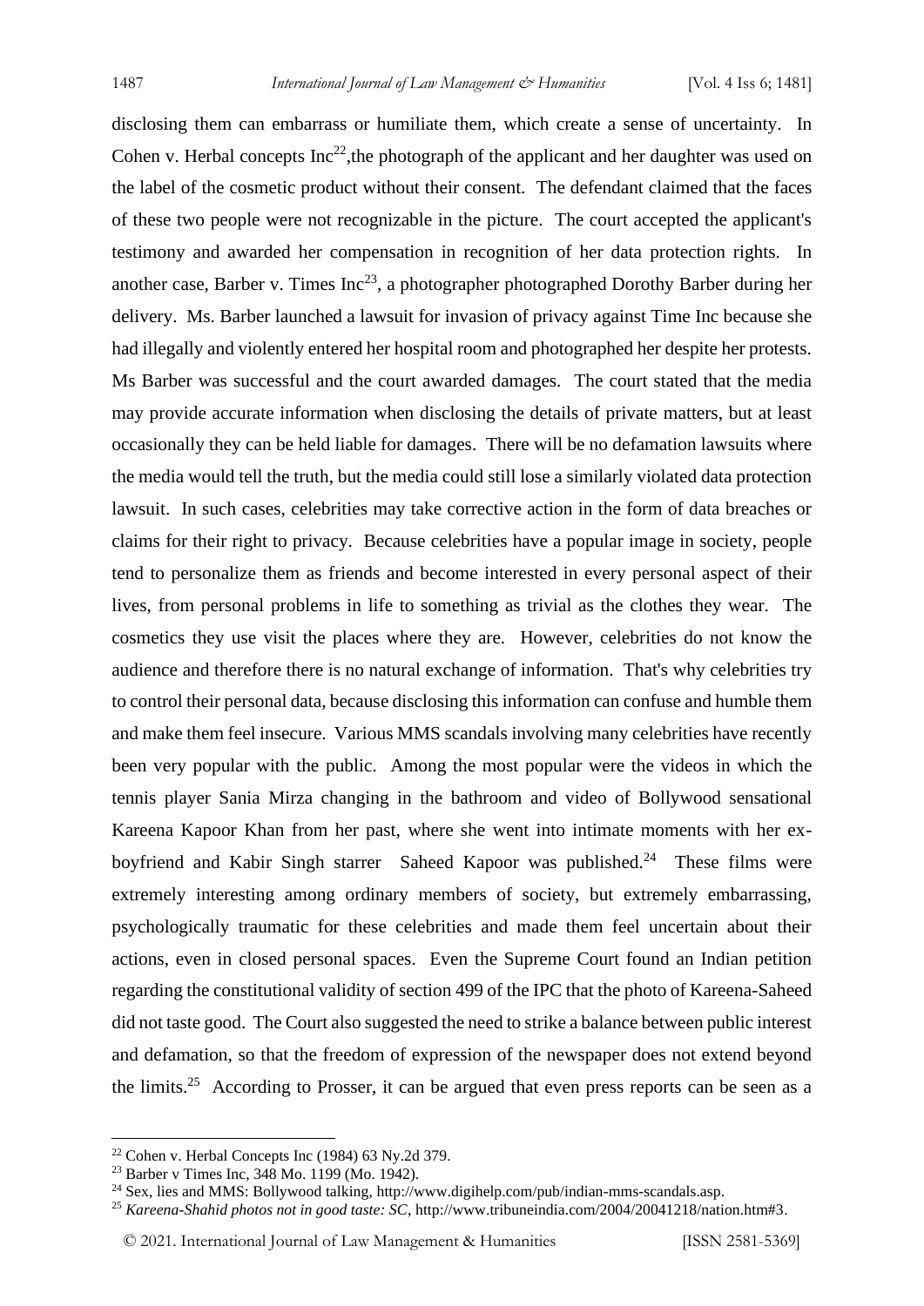disclosing them can embarrass or humiliate them, which create a sense of uncertainty. In Cohen v. Herbal concepts Inc[22],the photograph of the applicant and her daughter was used on the label of the cosmetic product without their consent. The defendant claimed that the faces of these two people were not recognizable in the picture. The court accepted the applicant's testimony and awarded her compensation in recognition of her data protection rights. In another case, Barber v. Times Inc[23], a photographer photographed Dorothy Barber during her delivery. Ms. Barber launched a lawsuit for invasion of privacy against Time Inc because she had illegally and violently entered her hospital room and photographed her despite her protests. Ms Barber was successful and the court awarded damages. The court stated that the media may provide accurate information when disclosing the details of private matters, but at least occasionally they can be held liable for damages. There will be no defamation lawsuits where the media would tell the truth, but the media could still lose a similarly violated data protection lawsuit. In such cases, celebrities may take corrective action in the form of data breaches or claims for their right to privacy. Because celebrities have a popular image in society, people tend to personalize them as friends and become interested in every personal aspect of their lives, from personal problems in life to something as trivial as the clothes they wear. The cosmetics they use visit the places where they are. However, celebrities do not know the audience and therefore there is no natural exchange of information. That's why celebrities try to control their personal data, because disclosing this information can confuse and humble them and make them feel insecure. Various MMS scandals involving many celebrities have recently been very popular with the public. Among the most popular were the videos in which the tennis player Sania Mirza changing in the bathroom and video of Bollywood sensational Kareena Kapoor Khan from her past, where she went into intimate moments with her ex-boyfriend and Kabir Singh starrer Saheed Kapoor was published.[24] These films were extremely interesting among ordinary members of society, but extremely embarrassing, psychologically traumatic for these celebrities and made them feel uncertain about their actions, even in closed personal spaces. Even the Supreme Court found an Indian petition regarding the constitutional validity of section 499 of the IPC that the photo of Kareena-Saheed did not taste good. The Court also suggested the need to strike a balance between public interest and defamation, so that the freedom of expression of the newspaper does not extend beyond the limits.[25] According to Prosser, it can be argued that even press reports can be seen as a

---

[22] Cohen v. Herbal Concepts Inc (1984) 63 Ny.2d 379.

[23] Barber v Times Inc, 348 Mo. 1199 (Mo. 1942).

[24] Sex, lies and MMS: Bollywood talking, http://www.digihelp.com/pub/indian-mms-scandals.asp.

[25] *Kareena-Shahid photos not in good taste: SC*, http://www.tribuneindia.com/2004/20041218/nation.htm#3.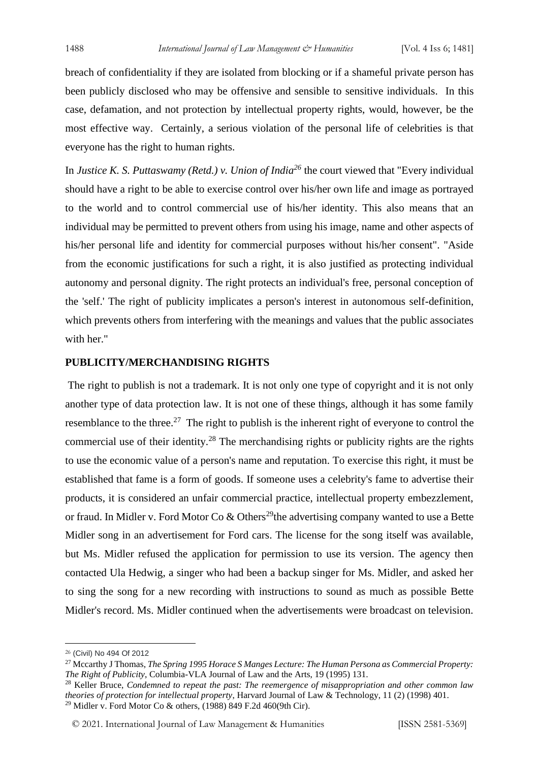breach of confidentiality if they are isolated from blocking or if a shameful private person has been publicly disclosed who may be offensive and sensible to sensitive individuals. In this case, defamation, and not protection by intellectual property rights, would, however, be the most effective way. Certainly, a serious violation of the personal life of celebrities is that everyone has the right to human rights.

In *Justice K. S. Puttaswamy (Retd.) v. Union of India*[26] the court viewed that "Every individual should have a right to be able to exercise control over his/her own life and image as portrayed to the world and to control commercial use of his/her identity. This also means that an individual may be permitted to prevent others from using his image, name and other aspects of his/her personal life and identity for commercial purposes without his/her consent". "Aside from the economic justifications for such a right, it is also justified as protecting individual autonomy and personal dignity. The right protects an individual's free, personal conception of the 'self.' The right of publicity implicates a person's interest in autonomous self-definition, which prevents others from interfering with the meanings and values that the public associates with her."

## PUBLICITY/MERCHANDISING RIGHTS

The right to publish is not a trademark. It is not only one type of copyright and it is not only another type of data protection law. It is not one of these things, although it has some family resemblance to the three.[27] The right to publish is the inherent right of everyone to control the commercial use of their identity.[28] The merchandising rights or publicity rights are the rights to use the economic value of a person's name and reputation. To exercise this right, it must be established that fame is a form of goods. If someone uses a celebrity's fame to advertise their products, it is considered an unfair commercial practice, intellectual property embezzlement, or fraud. In Midler v. Ford Motor Co & Others[29]the advertising company wanted to use a Bette Midler song in an advertisement for Ford cars. The license for the song itself was available, but Ms. Midler refused the application for permission to use its version. The agency then contacted Ula Hedwig, a singer who had been a backup singer for Ms. Midler, and asked her to sing the song for a new recording with instructions to sound as much as possible Bette Midler's record. Ms. Midler continued when the advertisements were broadcast on television.

---

[26] (Civil) No 494 Of 2012

[27] Mccarthy J Thomas, *The Spring 1995 Horace S Manges Lecture: The Human Persona as Commercial Property: The Right of Publicity*, Columbia-VLA Journal of Law and the Arts, 19 (1995) 131.

[28] Keller Bruce, *Condemned to repeat the past: The reemergence of misappropriation and other common law theories of protection for intellectual property*, Harvard Journal of Law & Technology, 11 (2) (1998) 401.

[29] Midler v. Ford Motor Co & others, (1988) 849 F.2d 460(9th Cir).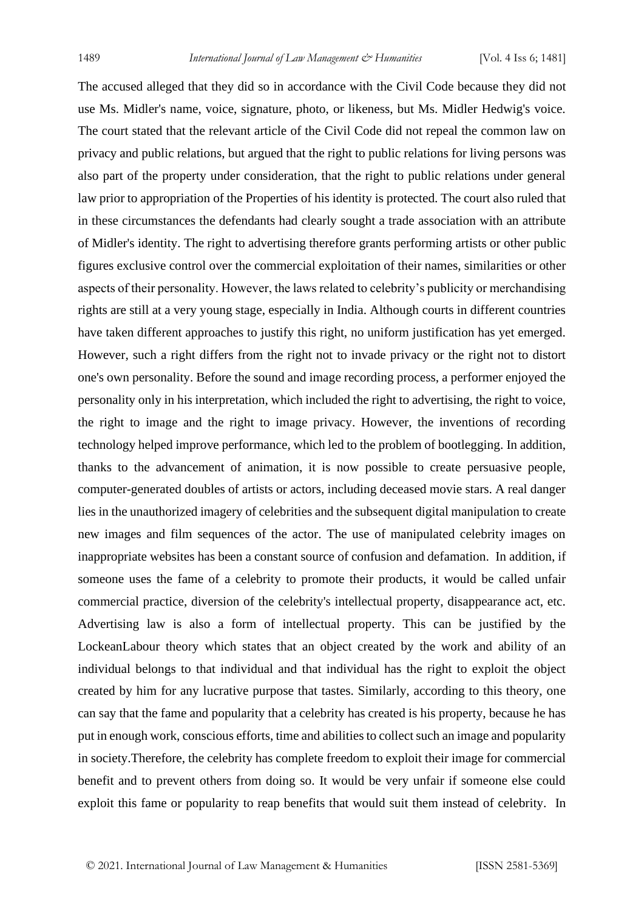The accused alleged that they did so in accordance with the Civil Code because they did not use Ms. Midler's name, voice, signature, photo, or likeness, but Ms. Midler Hedwig's voice. The court stated that the relevant article of the Civil Code did not repeal the common law on privacy and public relations, but argued that the right to public relations for living persons was also part of the property under consideration, that the right to public relations under general law prior to appropriation of the Properties of his identity is protected. The court also ruled that in these circumstances the defendants had clearly sought a trade association with an attribute of Midler's identity. The right to advertising therefore grants performing artists or other public figures exclusive control over the commercial exploitation of their names, similarities or other aspects of their personality. However, the laws related to celebrity's publicity or merchandising rights are still at a very young stage, especially in India. Although courts in different countries have taken different approaches to justify this right, no uniform justification has yet emerged. However, such a right differs from the right not to invade privacy or the right not to distort one's own personality. Before the sound and image recording process, a performer enjoyed the personality only in his interpretation, which included the right to advertising, the right to voice, the right to image and the right to image privacy. However, the inventions of recording technology helped improve performance, which led to the problem of bootlegging. In addition, thanks to the advancement of animation, it is now possible to create persuasive people, computer-generated doubles of artists or actors, including deceased movie stars. A real danger lies in the unauthorized imagery of celebrities and the subsequent digital manipulation to create new images and film sequences of the actor. The use of manipulated celebrity images on inappropriate websites has been a constant source of confusion and defamation. In addition, if someone uses the fame of a celebrity to promote their products, it would be called unfair commercial practice, diversion of the celebrity's intellectual property, disappearance act, etc. Advertising law is also a form of intellectual property. This can be justified by the LockeanLabour theory which states that an object created by the work and ability of an individual belongs to that individual and that individual has the right to exploit the object created by him for any lucrative purpose that tastes. Similarly, according to this theory, one can say that the fame and popularity that a celebrity has created is his property, because he has put in enough work, conscious efforts, time and abilities to collect such an image and popularity in society.Therefore, the celebrity has complete freedom to exploit their image for commercial benefit and to prevent others from doing so. It would be very unfair if someone else could exploit this fame or popularity to reap benefits that would suit them instead of celebrity. In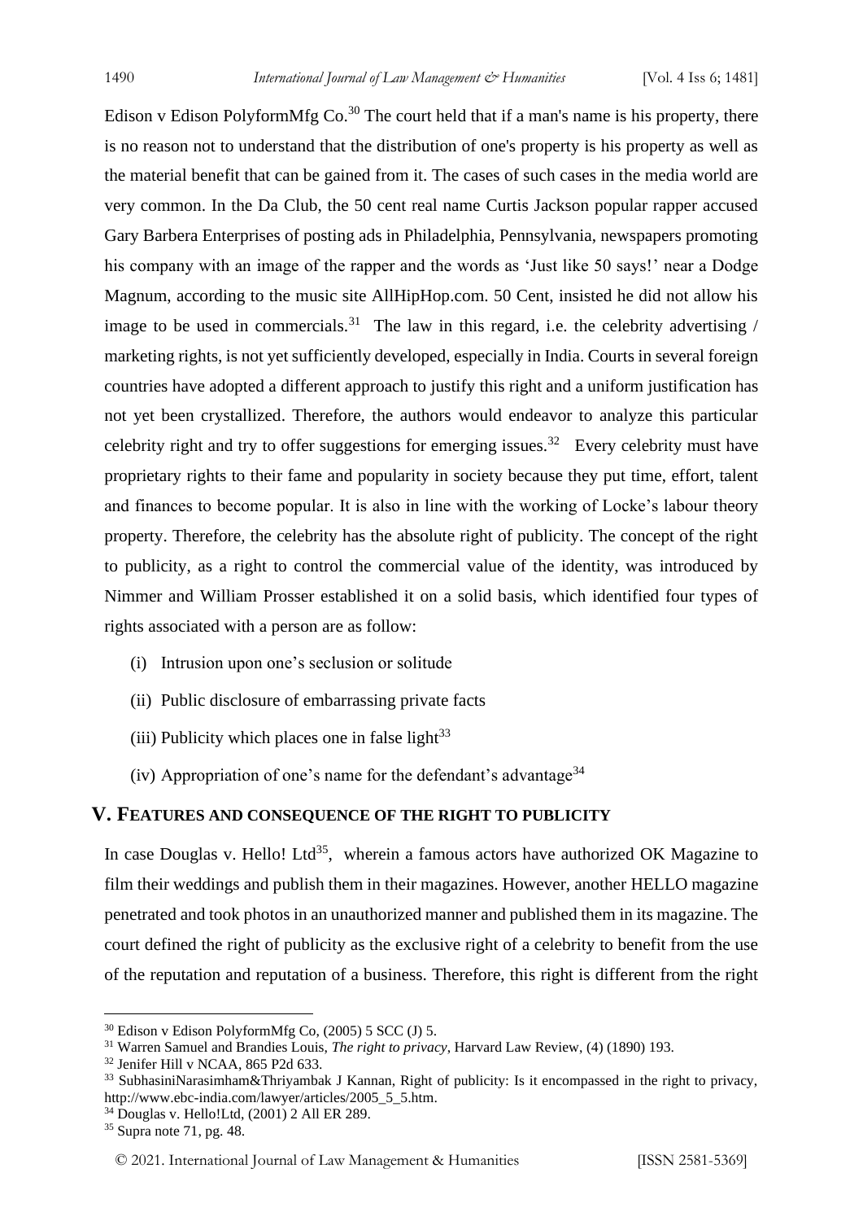Edison v Edison PolyformMfg Co.[30] The court held that if a man's name is his property, there is no reason not to understand that the distribution of one's property is his property as well as the material benefit that can be gained from it. The cases of such cases in the media world are very common. In the Da Club, the 50 cent real name Curtis Jackson popular rapper accused Gary Barbera Enterprises of posting ads in Philadelphia, Pennsylvania, newspapers promoting his company with an image of the rapper and the words as 'Just like 50 says!' near a Dodge Magnum, according to the music site AllHipHop.com. 50 Cent, insisted he did not allow his image to be used in commercials.[31] The law in this regard, i.e. the celebrity advertising / marketing rights, is not yet sufficiently developed, especially in India. Courts in several foreign countries have adopted a different approach to justify this right and a uniform justification has not yet been crystallized. Therefore, the authors would endeavor to analyze this particular celebrity right and try to offer suggestions for emerging issues.[32] Every celebrity must have proprietary rights to their fame and popularity in society because they put time, effort, talent and finances to become popular. It is also in line with the working of Locke's labour theory property. Therefore, the celebrity has the absolute right of publicity. The concept of the right to publicity, as a right to control the commercial value of the identity, was introduced by Nimmer and William Prosser established it on a solid basis, which identified four types of rights associated with a person are as follow:

(i) Intrusion upon one's seclusion or solitude

(ii) Public disclosure of embarrassing private facts

(iii) Publicity which places one in false light[33]

(iv) Appropriation of one's name for the defendant's advantage[34]

## V. Features and Consequence of the Right to Publicity

In case Douglas v. Hello! Ltd[35], wherein a famous actors have authorized OK Magazine to film their weddings and publish them in their magazines. However, another HELLO magazine penetrated and took photos in an unauthorized manner and published them in its magazine. The court defined the right of publicity as the exclusive right of a celebrity to benefit from the use of the reputation and reputation of a business. Therefore, this right is different from the right

---

[30] Edison v Edison PolyformMfg Co, (2005) 5 SCC (J) 5.

[31] Warren Samuel and Brandies Louis, *The right to privacy*, Harvard Law Review, (4) (1890) 193.

[32] Jenifer Hill v NCAA, 865 P2d 633.

[33] SubhasiniNarasimham&Thriyambak J Kannan, Right of publicity: Is it encompassed in the right to privacy, http://www.ebc-india.com/lawyer/articles/2005_5_5.htm.

[34] Douglas v. Hello!Ltd, (2001) 2 All ER 289.

[35] Supra note 71, pg. 48.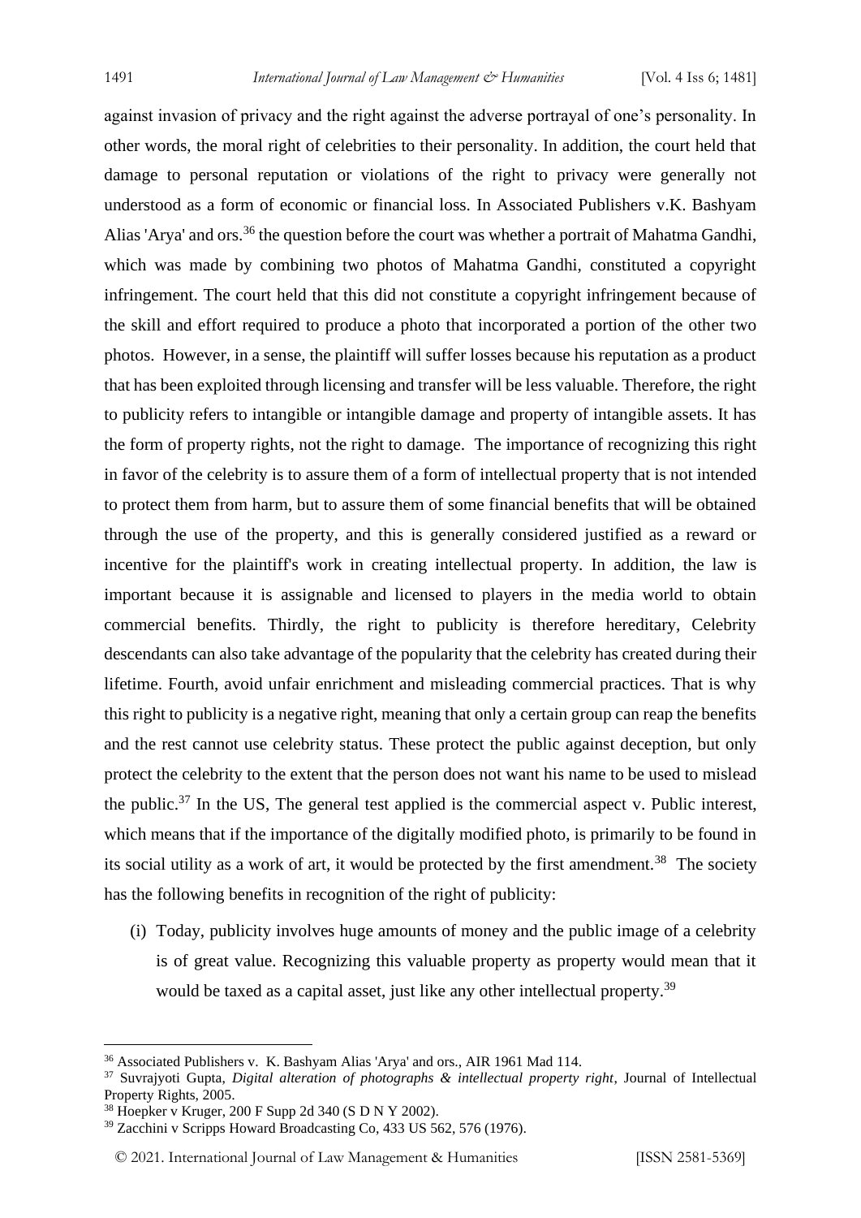against invasion of privacy and the right against the adverse portrayal of one's personality. In other words, the moral right of celebrities to their personality. In addition, the court held that damage to personal reputation or violations of the right to privacy were generally not understood as a form of economic or financial loss. In Associated Publishers v.K. Bashyam Alias 'Arya' and ors.[36] the question before the court was whether a portrait of Mahatma Gandhi, which was made by combining two photos of Mahatma Gandhi, constituted a copyright infringement. The court held that this did not constitute a copyright infringement because of the skill and effort required to produce a photo that incorporated a portion of the other two photos. However, in a sense, the plaintiff will suffer losses because his reputation as a product that has been exploited through licensing and transfer will be less valuable. Therefore, the right to publicity refers to intangible or intangible damage and property of intangible assets. It has the form of property rights, not the right to damage. The importance of recognizing this right in favor of the celebrity is to assure them of a form of intellectual property that is not intended to protect them from harm, but to assure them of some financial benefits that will be obtained through the use of the property, and this is generally considered justified as a reward or incentive for the plaintiff's work in creating intellectual property. In addition, the law is important because it is assignable and licensed to players in the media world to obtain commercial benefits. Thirdly, the right to publicity is therefore hereditary, Celebrity descendants can also take advantage of the popularity that the celebrity has created during their lifetime. Fourth, avoid unfair enrichment and misleading commercial practices. That is why this right to publicity is a negative right, meaning that only a certain group can reap the benefits and the rest cannot use celebrity status. These protect the public against deception, but only protect the celebrity to the extent that the person does not want his name to be used to mislead the public.[37] In the US, The general test applied is the commercial aspect v. Public interest, which means that if the importance of the digitally modified photo, is primarily to be found in its social utility as a work of art, it would be protected by the first amendment.[38] The society has the following benefits in recognition of the right of publicity:

(i) Today, publicity involves huge amounts of money and the public image of a celebrity is of great value. Recognizing this valuable property as property would mean that it would be taxed as a capital asset, just like any other intellectual property.[39]

---

[36] Associated Publishers v. K. Bashyam Alias 'Arya' and ors., AIR 1961 Mad 114.

[37] Suvrajyoti Gupta, *Digital alteration of photographs & intellectual property right*, Journal of Intellectual Property Rights, 2005.

[38] Hoepker v Kruger, 200 F Supp 2d 340 (S D N Y 2002).

[39] Zacchini v Scripps Howard Broadcasting Co, 433 US 562, 576 (1976).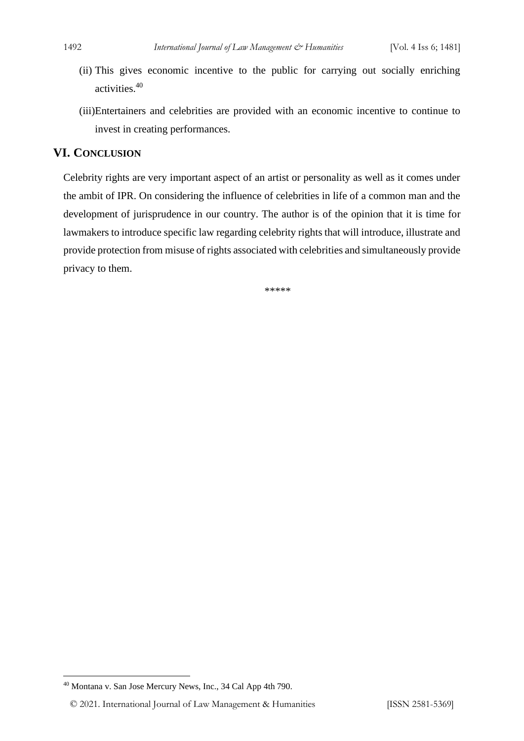(ii) This gives economic incentive to the public for carrying out socially enriching activities.[40]

(iii)Entertainers and celebrities are provided with an economic incentive to continue to invest in creating performances.

## VI. Conclusion

Celebrity rights are very important aspect of an artist or personality as well as it comes under the ambit of IPR. On considering the influence of celebrities in life of a common man and the development of jurisprudence in our country. The author is of the opinion that it is time for lawmakers to introduce specific law regarding celebrity rights that will introduce, illustrate and provide protection from misuse of rights associated with celebrities and simultaneously provide privacy to them.

*****

---

[40] Montana v. San Jose Mercury News, Inc., 34 Cal App 4th 790.